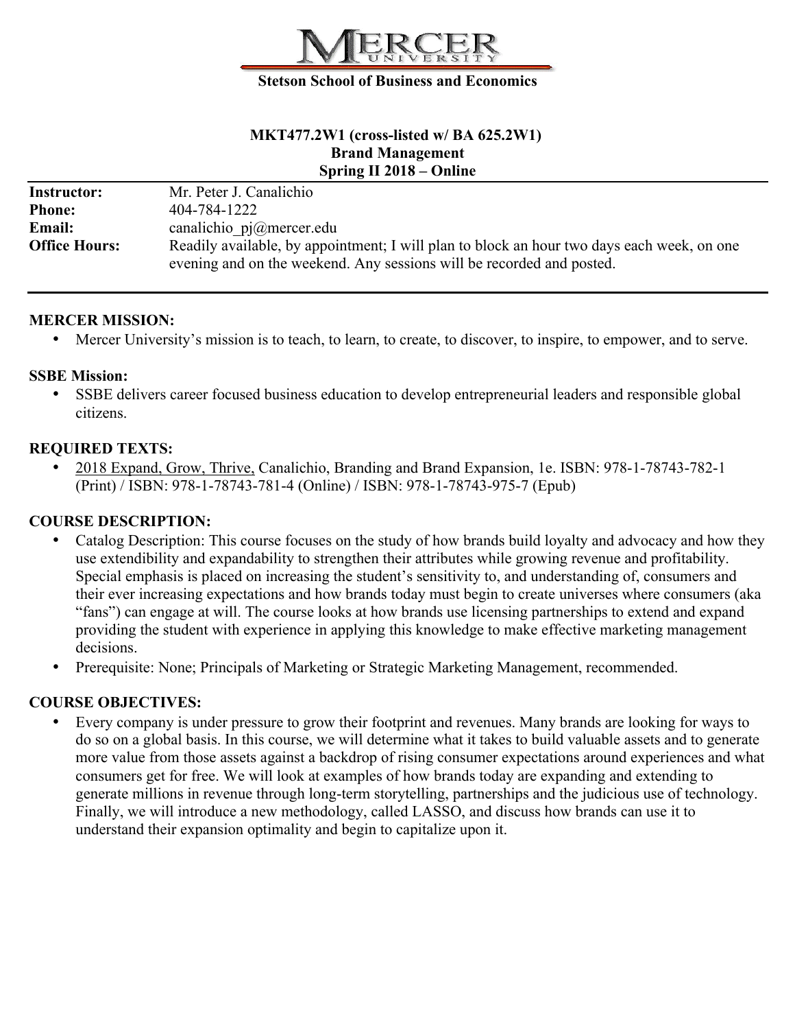# MERCER UNIVERSITY

**Stetson School of Business and Economics**

**MKT477.2W1 (cross-listed w/ BA 625.2W1)**
**Brand Management**
**Spring II 2018 – Online**

| | |
|---|---|
| **Instructor:** | Mr. Peter J. Canalichio |
| **Phone:** | 404-784-1222 |
| **Email:** | canalichio_pj@mercer.edu |
| **Office Hours:** | Readily available, by appointment; I will plan to block an hour two days each week, on one evening and on the weekend. Any sessions will be recorded and posted. |

## MERCER MISSION:

- Mercer University's mission is to teach, to learn, to create, to discover, to inspire, to empower, and to serve.

## SSBE Mission:

- SSBE delivers career focused business education to develop entrepreneurial leaders and responsible global citizens.

## REQUIRED TEXTS:

- 2018 Expand, Grow, Thrive, Canalichio, Branding and Brand Expansion, 1e. ISBN: 978-1-78743-782-1 (Print) / ISBN: 978-1-78743-781-4 (Online) / ISBN: 978-1-78743-975-7 (Epub)

## COURSE DESCRIPTION:

- Catalog Description: This course focuses on the study of how brands build loyalty and advocacy and how they use extendibility and expandability to strengthen their attributes while growing revenue and profitability. Special emphasis is placed on increasing the student's sensitivity to, and understanding of, consumers and their ever increasing expectations and how brands today must begin to create universes where consumers (aka "fans") can engage at will. The course looks at how brands use licensing partnerships to extend and expand providing the student with experience in applying this knowledge to make effective marketing management decisions.
- Prerequisite: None; Principals of Marketing or Strategic Marketing Management, recommended.

## COURSE OBJECTIVES:

- Every company is under pressure to grow their footprint and revenues. Many brands are looking for ways to do so on a global basis. In this course, we will determine what it takes to build valuable assets and to generate more value from those assets against a backdrop of rising consumer expectations around experiences and what consumers get for free. We will look at examples of how brands today are expanding and extending to generate millions in revenue through long-term storytelling, partnerships and the judicious use of technology. Finally, we will introduce a new methodology, called LASSO, and discuss how brands can use it to understand their expansion optimality and begin to capitalize upon it.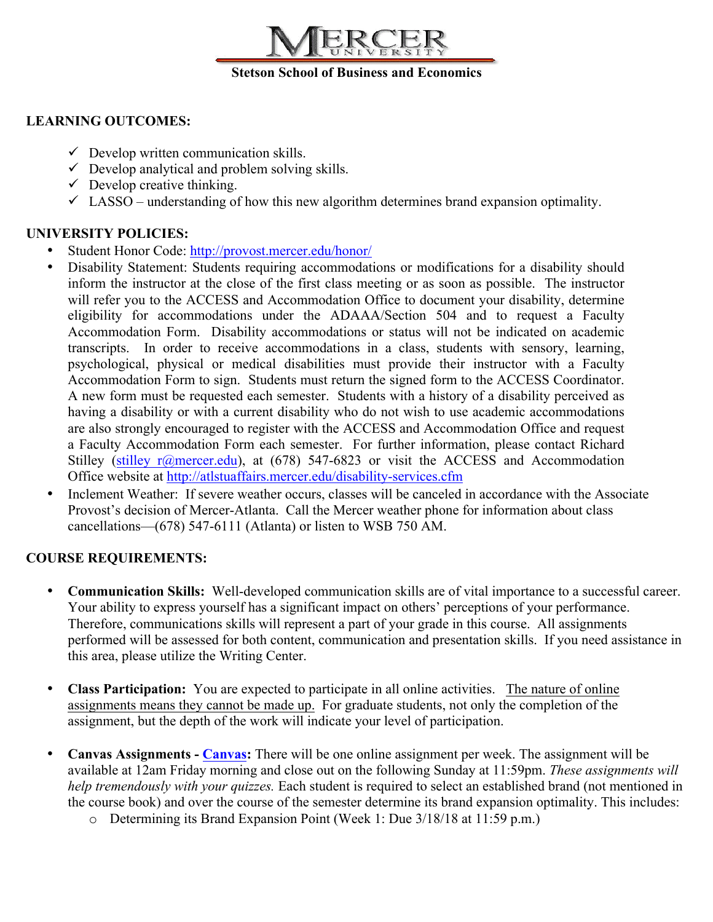**MERCER UNIVERSITY**

**Stetson School of Business and Economics**

## LEARNING OUTCOMES:

- ✓ Develop written communication skills.
- ✓ Develop analytical and problem solving skills.
- ✓ Develop creative thinking.
- ✓ LASSO – understanding of how this new algorithm determines brand expansion optimality.

## UNIVERSITY POLICIES:

- Student Honor Code: http://provost.mercer.edu/honor/
- Disability Statement: Students requiring accommodations or modifications for a disability should inform the instructor at the close of the first class meeting or as soon as possible. The instructor will refer you to the ACCESS and Accommodation Office to document your disability, determine eligibility for accommodations under the ADAAA/Section 504 and to request a Faculty Accommodation Form. Disability accommodations or status will not be indicated on academic transcripts. In order to receive accommodations in a class, students with sensory, learning, psychological, physical or medical disabilities must provide their instructor with a Faculty Accommodation Form to sign. Students must return the signed form to the ACCESS Coordinator. A new form must be requested each semester. Students with a history of a disability perceived as having a disability or with a current disability who do not wish to use academic accommodations are also strongly encouraged to register with the ACCESS and Accommodation Office and request a Faculty Accommodation Form each semester. For further information, please contact Richard Stilley (stilley_r@mercer.edu), at (678) 547-6823 or visit the ACCESS and Accommodation Office website at http://atlstuaffairs.mercer.edu/disability-services.cfm
- Inclement Weather: If severe weather occurs, classes will be canceled in accordance with the Associate Provost's decision of Mercer-Atlanta. Call the Mercer weather phone for information about class cancellations—(678) 547-6111 (Atlanta) or listen to WSB 750 AM.

## COURSE REQUIREMENTS:

- **Communication Skills:** Well-developed communication skills are of vital importance to a successful career. Your ability to express yourself has a significant impact on others' perceptions of your performance. Therefore, communications skills will represent a part of your grade in this course. All assignments performed will be assessed for both content, communication and presentation skills. If you need assistance in this area, please utilize the Writing Center.

- **Class Participation:** You are expected to participate in all online activities. <u>The nature of online assignments means they cannot be made up.</u> For graduate students, not only the completion of the assignment, but the depth of the work will indicate your level of participation.

- **Canvas Assignments - Canvas:** There will be one online assignment per week. The assignment will be available at 12am Friday morning and close out on the following Sunday at 11:59pm. *These assignments will help tremendously with your quizzes.* Each student is required to select an established brand (not mentioned in the course book) and over the course of the semester determine its brand expansion optimality. This includes:
  - Determining its Brand Expansion Point (Week 1: Due 3/18/18 at 11:59 p.m.)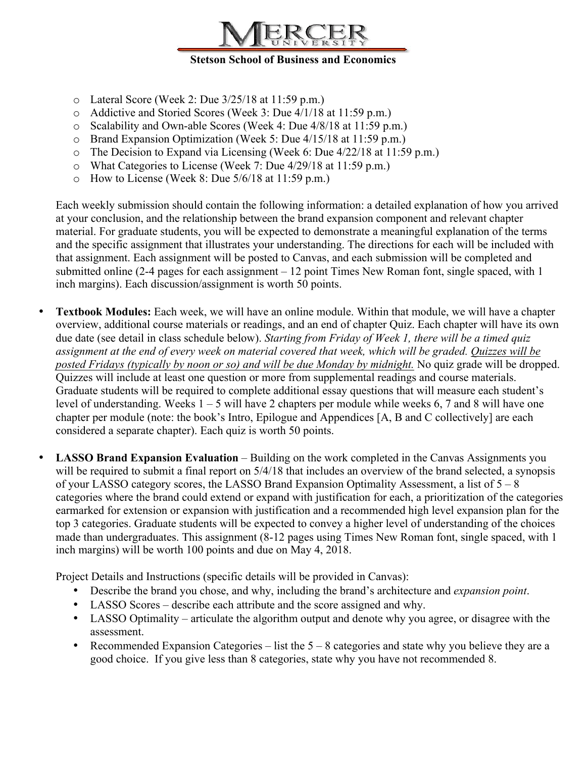- Lateral Score (Week 2: Due 3/25/18 at 11:59 p.m.)
- Addictive and Storied Scores (Week 3: Due 4/1/18 at 11:59 p.m.)
- Scalability and Own-able Scores (Week 4: Due 4/8/18 at 11:59 p.m.)
- Brand Expansion Optimization (Week 5: Due 4/15/18 at 11:59 p.m.)
- The Decision to Expand via Licensing (Week 6: Due 4/22/18 at 11:59 p.m.)
- What Categories to License (Week 7: Due 4/29/18 at 11:59 p.m.)
- How to License (Week 8: Due 5/6/18 at 11:59 p.m.)

Each weekly submission should contain the following information: a detailed explanation of how you arrived at your conclusion, and the relationship between the brand expansion component and relevant chapter material. For graduate students, you will be expected to demonstrate a meaningful explanation of the terms and the specific assignment that illustrates your understanding. The directions for each will be included with that assignment. Each assignment will be posted to Canvas, and each submission will be completed and submitted online (2-4 pages for each assignment – 12 point Times New Roman font, single spaced, with 1 inch margins). Each discussion/assignment is worth 50 points.

- **Textbook Modules:** Each week, we will have an online module. Within that module, we will have a chapter overview, additional course materials or readings, and an end of chapter Quiz. Each chapter will have its own due date (see detail in class schedule below). *Starting from Friday of Week 1, there will be a timed quiz assignment at the end of every week on material covered that week, which will be graded. Quizzes will be posted Fridays (typically by noon or so) and will be due Monday by midnight.* No quiz grade will be dropped. Quizzes will include at least one question or more from supplemental readings and course materials. Graduate students will be required to complete additional essay questions that will measure each student's level of understanding. Weeks 1 – 5 will have 2 chapters per module while weeks 6, 7 and 8 will have one chapter per module (note: the book's Intro, Epilogue and Appendices [A, B and C collectively] are each considered a separate chapter). Each quiz is worth 50 points.

- **LASSO Brand Expansion Evaluation** – Building on the work completed in the Canvas Assignments you will be required to submit a final report on 5/4/18 that includes an overview of the brand selected, a synopsis of your LASSO category scores, the LASSO Brand Expansion Optimality Assessment, a list of 5 – 8 categories where the brand could extend or expand with justification for each, a prioritization of the categories earmarked for extension or expansion with justification and a recommended high level expansion plan for the top 3 categories. Graduate students will be expected to convey a higher level of understanding of the choices made than undergraduates. This assignment (8-12 pages using Times New Roman font, single spaced, with 1 inch margins) will be worth 100 points and due on May 4, 2018.

  Project Details and Instructions (specific details will be provided in Canvas):
  - Describe the brand you chose, and why, including the brand's architecture and *expansion point*.
  - LASSO Scores – describe each attribute and the score assigned and why.
  - LASSO Optimality – articulate the algorithm output and denote why you agree, or disagree with the assessment.
  - Recommended Expansion Categories – list the 5 – 8 categories and state why you believe they are a good choice. If you give less than 8 categories, state why you have not recommended 8.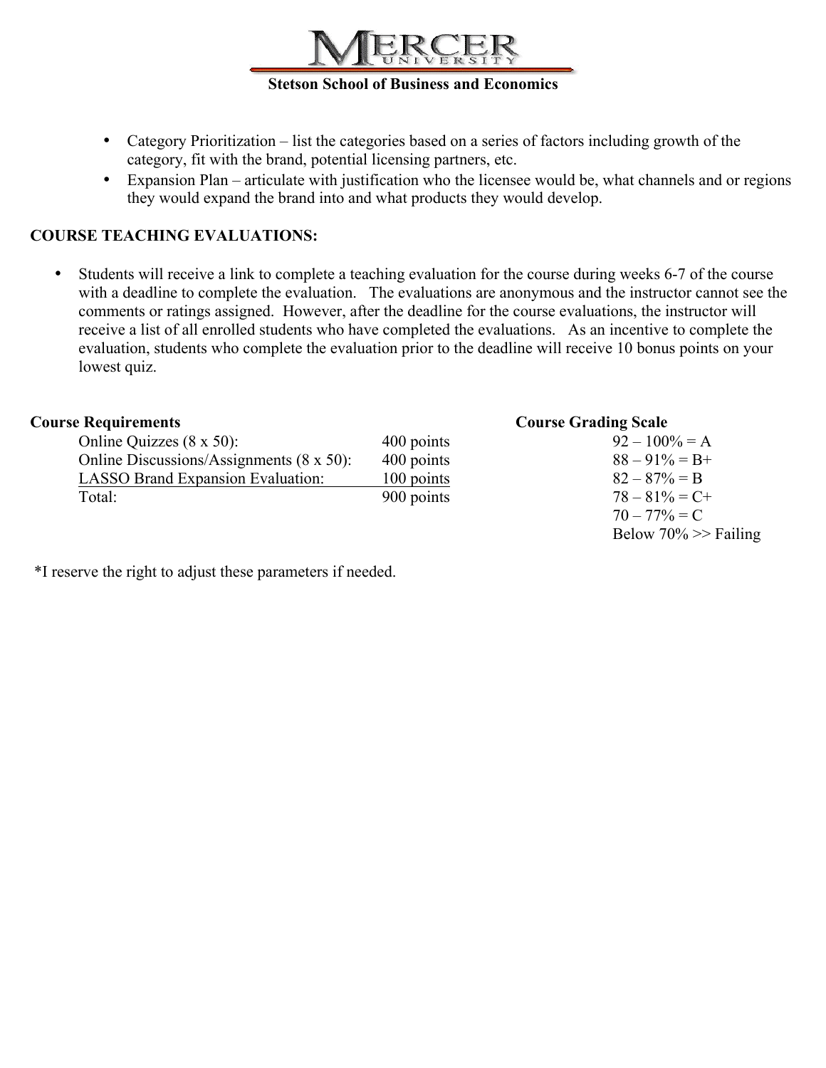- Category Prioritization – list the categories based on a series of factors including growth of the category, fit with the brand, potential licensing partners, etc.
- Expansion Plan – articulate with justification who the licensee would be, what channels and or regions they would expand the brand into and what products they would develop.

**COURSE TEACHING EVALUATIONS:**

- Students will receive a link to complete a teaching evaluation for the course during weeks 6-7 of the course with a deadline to complete the evaluation. The evaluations are anonymous and the instructor cannot see the comments or ratings assigned. However, after the deadline for the course evaluations, the instructor will receive a list of all enrolled students who have completed the evaluations. As an incentive to complete the evaluation, students who complete the evaluation prior to the deadline will receive 10 bonus points on your lowest quiz.

**Course Requirements**

| | |
|---|---|
| Online Quizzes (8 x 50): | 400 points |
| Online Discussions/Assignments (8 x 50): | 400 points |
| LASSO Brand Expansion Evaluation: | 100 points |
| Total: | 900 points |

**Course Grading Scale**

- 92 – 100% = A
- 88 – 91% = B+
- 82 – 87% = B
- 78 – 81% = C+
- 70 – 77% = C
- Below 70% >> Failing

*I reserve the right to adjust these parameters if needed.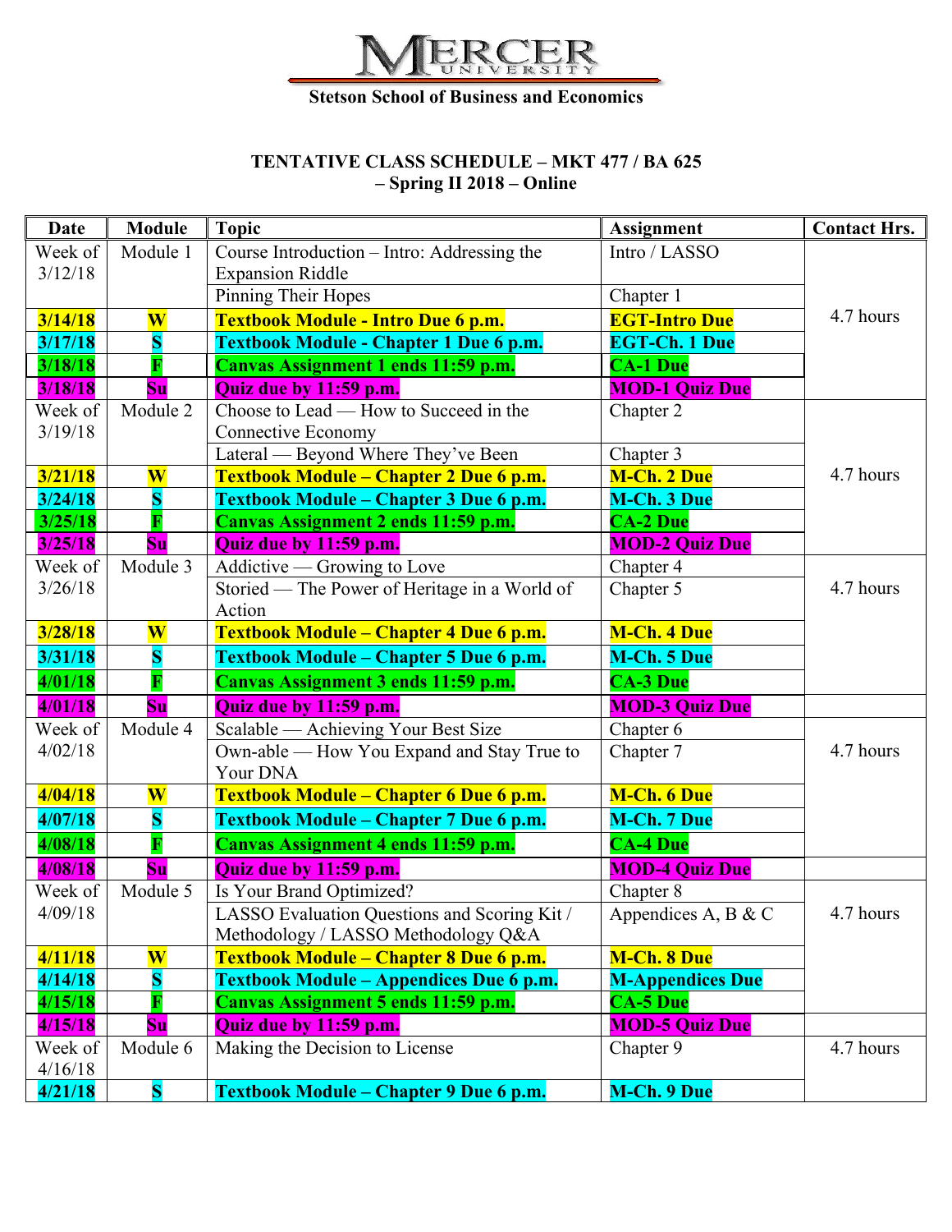# MERCER UNIVERSITY

**Stetson School of Business and Economics**

## TENTATIVE CLASS SCHEDULE – MKT 477 / BA 625 – Spring II 2018 – Online

| Date | Module | Topic | Assignment | Contact Hrs. |
|---|---|---|---|---|
| Week of 3/12/18 | Module 1 | Course Introduction – Intro: Addressing the Expansion Riddle | Intro / LASSO | 4.7 hours |
| | | Pinning Their Hopes | Chapter 1 | |
| **3/14/18** | **W** | **Textbook Module - Intro Due 6 p.m.** | **EGT-Intro Due** | |
| **3/17/18** | **S** | **Textbook Module - Chapter 1 Due 6 p.m.** | **EGT-Ch. 1 Due** | |
| **3/18/18** | **F** | **Canvas Assignment 1 ends 11:59 p.m.** | **CA-1 Due** | |
| **3/18/18** | **Su** | **Quiz due by 11:59 p.m.** | **MOD-1 Quiz Due** | |
| Week of 3/19/18 | Module 2 | Choose to Lead — How to Succeed in the Connective Economy | Chapter 2 | 4.7 hours |
| | | Lateral — Beyond Where They've Been | Chapter 3 | |
| **3/21/18** | **W** | **Textbook Module – Chapter 2 Due 6 p.m.** | **M-Ch. 2 Due** | |
| **3/24/18** | **S** | **Textbook Module – Chapter 3 Due 6 p.m.** | **M-Ch. 3 Due** | |
| **3/25/18** | **F** | **Canvas Assignment 2 ends 11:59 p.m.** | **CA-2 Due** | |
| **3/25/18** | **Su** | **Quiz due by 11:59 p.m.** | **MOD-2 Quiz Due** | |
| Week of 3/26/18 | Module 3 | Addictive — Growing to Love | Chapter 4 | 4.7 hours |
| | | Storied — The Power of Heritage in a World of Action | Chapter 5 | |
| **3/28/18** | **W** | **Textbook Module – Chapter 4 Due 6 p.m.** | **M-Ch. 4 Due** | |
| **3/31/18** | **S** | **Textbook Module – Chapter 5 Due 6 p.m.** | **M-Ch. 5 Due** | |
| **4/01/18** | **F** | **Canvas Assignment 3 ends 11:59 p.m.** | **CA-3 Due** | |
| **4/01/18** | **Su** | **Quiz due by 11:59 p.m.** | **MOD-3 Quiz Due** | |
| Week of 4/02/18 | Module 4 | Scalable — Achieving Your Best Size | Chapter 6 | 4.7 hours |
| | | Own-able — How You Expand and Stay True to Your DNA | Chapter 7 | |
| **4/04/18** | **W** | **Textbook Module – Chapter 6 Due 6 p.m.** | **M-Ch. 6 Due** | |
| **4/07/18** | **S** | **Textbook Module – Chapter 7 Due 6 p.m.** | **M-Ch. 7 Due** | |
| **4/08/18** | **F** | **Canvas Assignment 4 ends 11:59 p.m.** | **CA-4 Due** | |
| **4/08/18** | **Su** | **Quiz due by 11:59 p.m.** | **MOD-4 Quiz Due** | |
| Week of 4/09/18 | Module 5 | Is Your Brand Optimized? | Chapter 8 | 4.7 hours |
| | | LASSO Evaluation Questions and Scoring Kit / Methodology / LASSO Methodology Q&A | Appendices A, B & C | |
| **4/11/18** | **W** | **Textbook Module – Chapter 8 Due 6 p.m.** | **M-Ch. 8 Due** | |
| **4/14/18** | **S** | **Textbook Module – Appendices Due 6 p.m.** | **M-Appendices Due** | |
| **4/15/18** | **F** | **Canvas Assignment 5 ends 11:59 p.m.** | **CA-5 Due** | |
| **4/15/18** | **Su** | **Quiz due by 11:59 p.m.** | **MOD-5 Quiz Due** | |
| Week of 4/16/18 | Module 6 | Making the Decision to License | Chapter 9 | 4.7 hours |
| **4/21/18** | **S** | **Textbook Module – Chapter 9 Due 6 p.m.** | **M-Ch. 9 Due** | |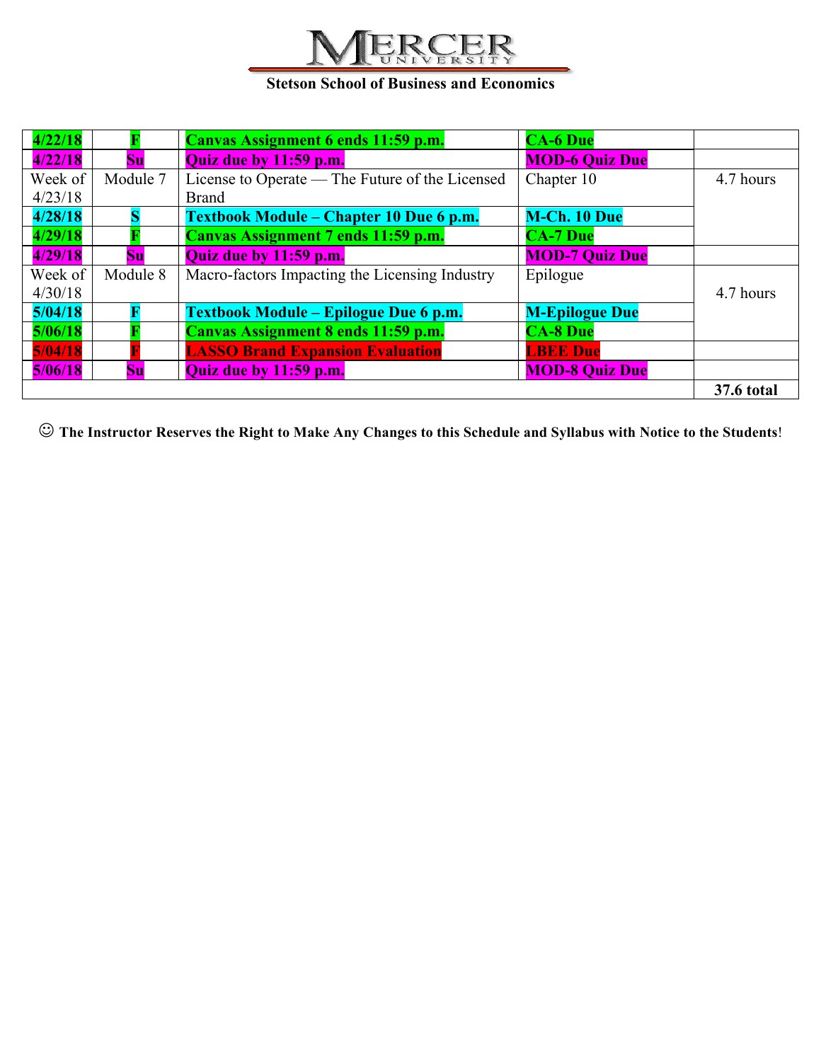**Stetson School of Business and Economics**

| | | | | |
|---|---|---|---|---|
| **4/22/18** | **F** | **Canvas Assignment 6 ends 11:59 p.m.** | **CA-6 Due** | |
| **4/22/18** | **Su** | **Quiz due by 11:59 p.m.** | **MOD-6 Quiz Due** | |
| Week of 4/23/18 | Module 7 | License to Operate — The Future of the Licensed Brand | Chapter 10 | 4.7 hours |
| **4/28/18** | **S** | **Textbook Module – Chapter 10 Due 6 p.m.** | **M-Ch. 10 Due** | |
| **4/29/18** | **F** | **Canvas Assignment 7 ends 11:59 p.m.** | **CA-7 Due** | |
| **4/29/18** | **Su** | **Quiz due by 11:59 p.m.** | **MOD-7 Quiz Due** | |
| Week of 4/30/18 | Module 8 | Macro-factors Impacting the Licensing Industry | Epilogue | 4.7 hours |
| **5/04/18** | **F** | **Textbook Module – Epilogue Due 6 p.m.** | **M-Epilogue Due** | |
| **5/06/18** | **F** | **Canvas Assignment 8 ends 11:59 p.m.** | **CA-8 Due** | |
| **5/04/18** | **F** | **LASSO Brand Expansion Evaluation** | **LBEE Due** | |
| **5/06/18** | **Su** | **Quiz due by 11:59 p.m.** | **MOD-8 Quiz Due** | |
| | | | | **37.6 total** |

☺ **The Instructor Reserves the Right to Make Any Changes to this Schedule and Syllabus with Notice to the Students**!